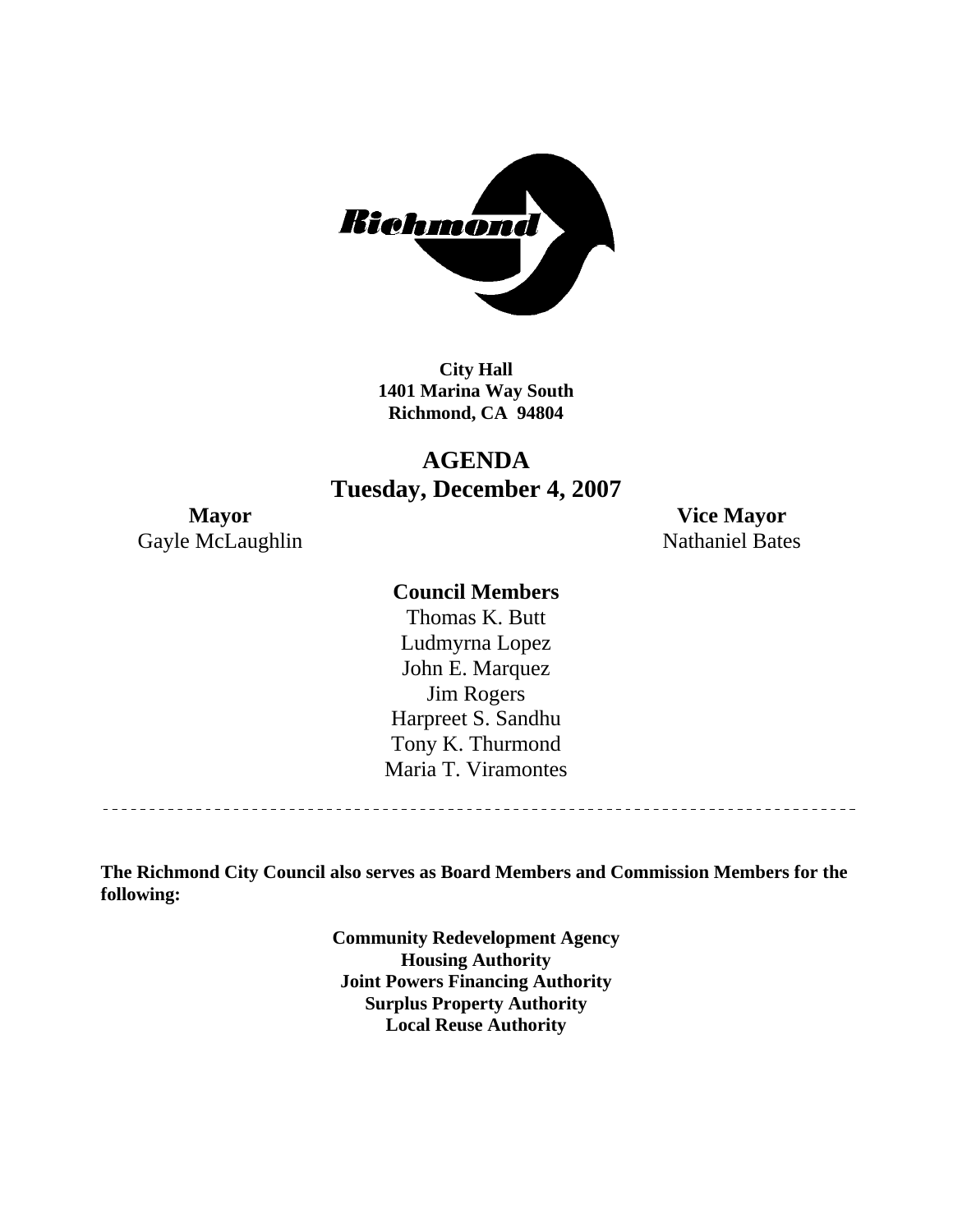**City Hall**
**1401 Marina Way South**
**Richmond, CA 94804**

# AGENDA
## Tuesday, December 4, 2007

**Mayor**
Gayle McLaughlin

**Vice Mayor**
Nathaniel Bates

**Council Members**

Thomas K. Butt
Ludmyrna Lopez
John E. Marquez
Jim Rogers
Harpreet S. Sandhu
Tony K. Thurmond
Maria T. Viramontes

---

**The Richmond City Council also serves as Board Members and Commission Members for the following:**

**Community Redevelopment Agency**
**Housing Authority**
**Joint Powers Financing Authority**
**Surplus Property Authority**
**Local Reuse Authority**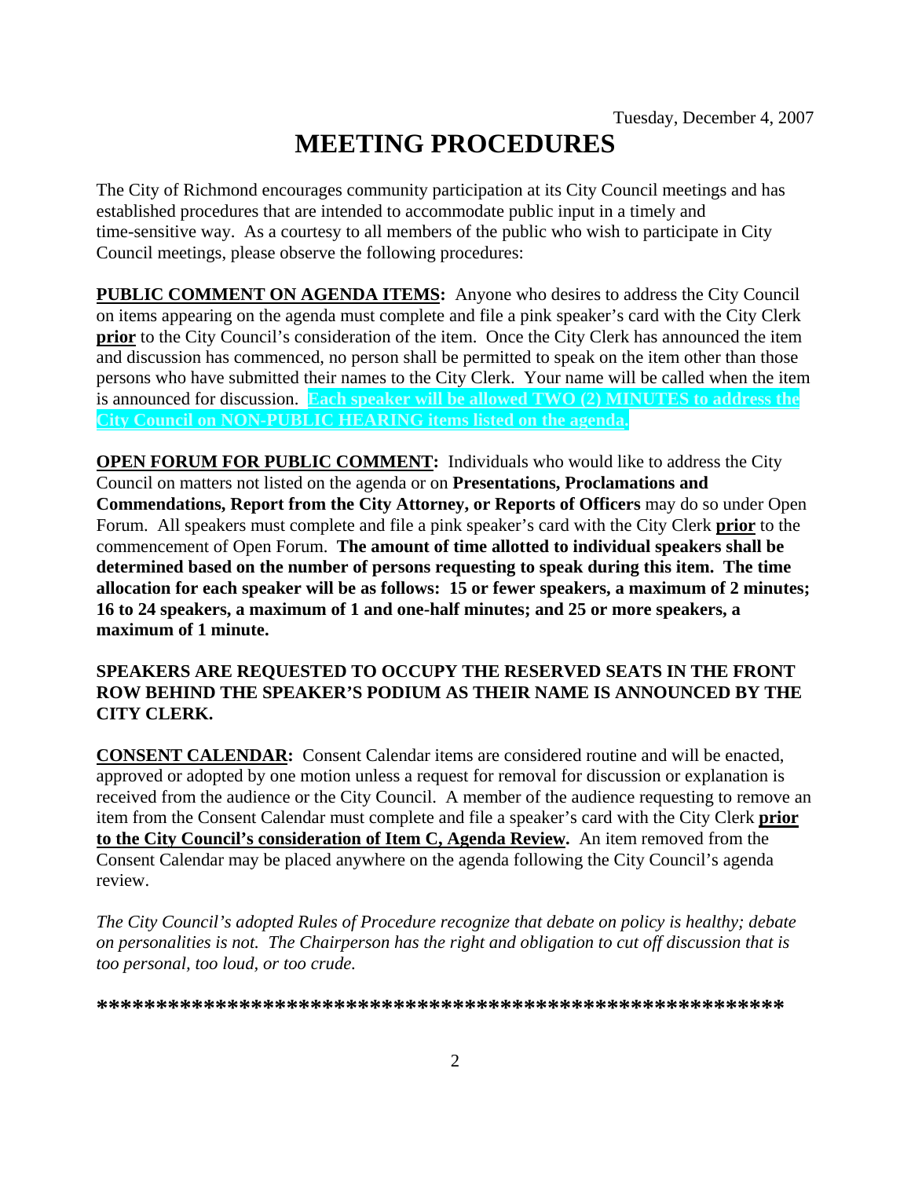Tuesday, December 4, 2007

# MEETING PROCEDURES

The City of Richmond encourages community participation at its City Council meetings and has established procedures that are intended to accommodate public input in a timely and time-sensitive way. As a courtesy to all members of the public who wish to participate in City Council meetings, please observe the following procedures:

**PUBLIC COMMENT ON AGENDA ITEMS:** Anyone who desires to address the City Council on items appearing on the agenda must complete and file a pink speaker's card with the City Clerk **prior** to the City Council's consideration of the item. Once the City Clerk has announced the item and discussion has commenced, no person shall be permitted to speak on the item other than those persons who have submitted their names to the City Clerk. Your name will be called when the item is announced for discussion. **Each speaker will be allowed TWO (2) MINUTES to address the City Council on NON-PUBLIC HEARING items listed on the agenda.**

**OPEN FORUM FOR PUBLIC COMMENT:** Individuals who would like to address the City Council on matters not listed on the agenda or on **Presentations, Proclamations and Commendations, Report from the City Attorney, or Reports of Officers** may do so under Open Forum. All speakers must complete and file a pink speaker's card with the City Clerk **prior** to the commencement of Open Forum. **The amount of time allotted to individual speakers shall be determined based on the number of persons requesting to speak during this item. The time allocation for each speaker will be as follows: 15 or fewer speakers, a maximum of 2 minutes; 16 to 24 speakers, a maximum of 1 and one-half minutes; and 25 or more speakers, a maximum of 1 minute.**

**SPEAKERS ARE REQUESTED TO OCCUPY THE RESERVED SEATS IN THE FRONT ROW BEHIND THE SPEAKER'S PODIUM AS THEIR NAME IS ANNOUNCED BY THE CITY CLERK.**

**CONSENT CALENDAR:** Consent Calendar items are considered routine and will be enacted, approved or adopted by one motion unless a request for removal for discussion or explanation is received from the audience or the City Council. A member of the audience requesting to remove an item from the Consent Calendar must complete and file a speaker's card with the City Clerk **prior to the City Council's consideration of Item C, Agenda Review.** An item removed from the Consent Calendar may be placed anywhere on the agenda following the City Council's agenda review.

*The City Council's adopted Rules of Procedure recognize that debate on policy is healthy; debate on personalities is not. The Chairperson has the right and obligation to cut off discussion that is too personal, too loud, or too crude.*

*********************************************************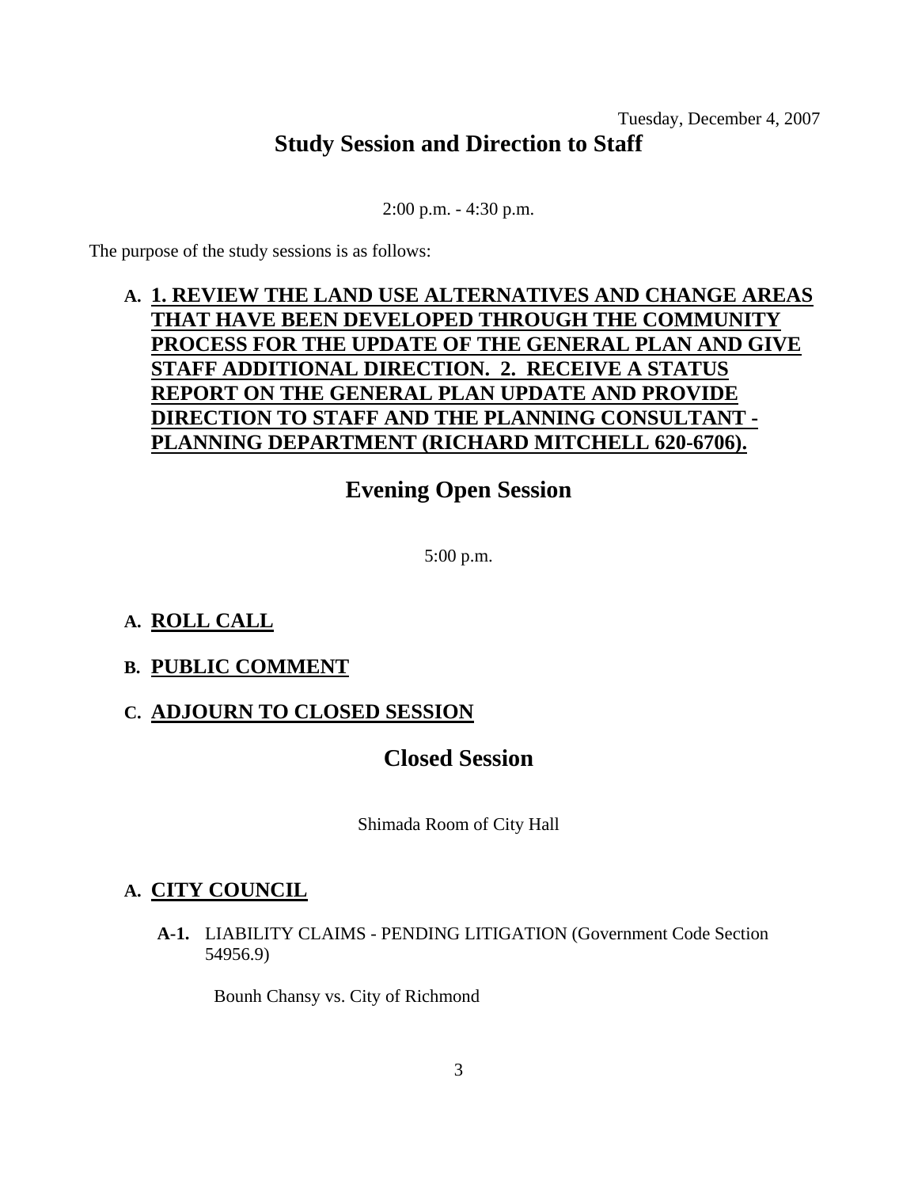Tuesday, December 4, 2007

## Study Session and Direction to Staff

2:00 p.m. - 4:30 p.m.

The purpose of the study sessions is as follows:

**A. 1. REVIEW THE LAND USE ALTERNATIVES AND CHANGE AREAS THAT HAVE BEEN DEVELOPED THROUGH THE COMMUNITY PROCESS FOR THE UPDATE OF THE GENERAL PLAN AND GIVE STAFF ADDITIONAL DIRECTION. 2. RECEIVE A STATUS REPORT ON THE GENERAL PLAN UPDATE AND PROVIDE DIRECTION TO STAFF AND THE PLANNING CONSULTANT - PLANNING DEPARTMENT (RICHARD MITCHELL 620-6706).**

## Evening Open Session

5:00 p.m.

**A. ROLL CALL**

**B. PUBLIC COMMENT**

**C. ADJOURN TO CLOSED SESSION**

## Closed Session

Shimada Room of City Hall

**A. CITY COUNCIL**

**A-1.** LIABILITY CLAIMS - PENDING LITIGATION (Government Code Section 54956.9)

Bounh Chansy vs. City of Richmond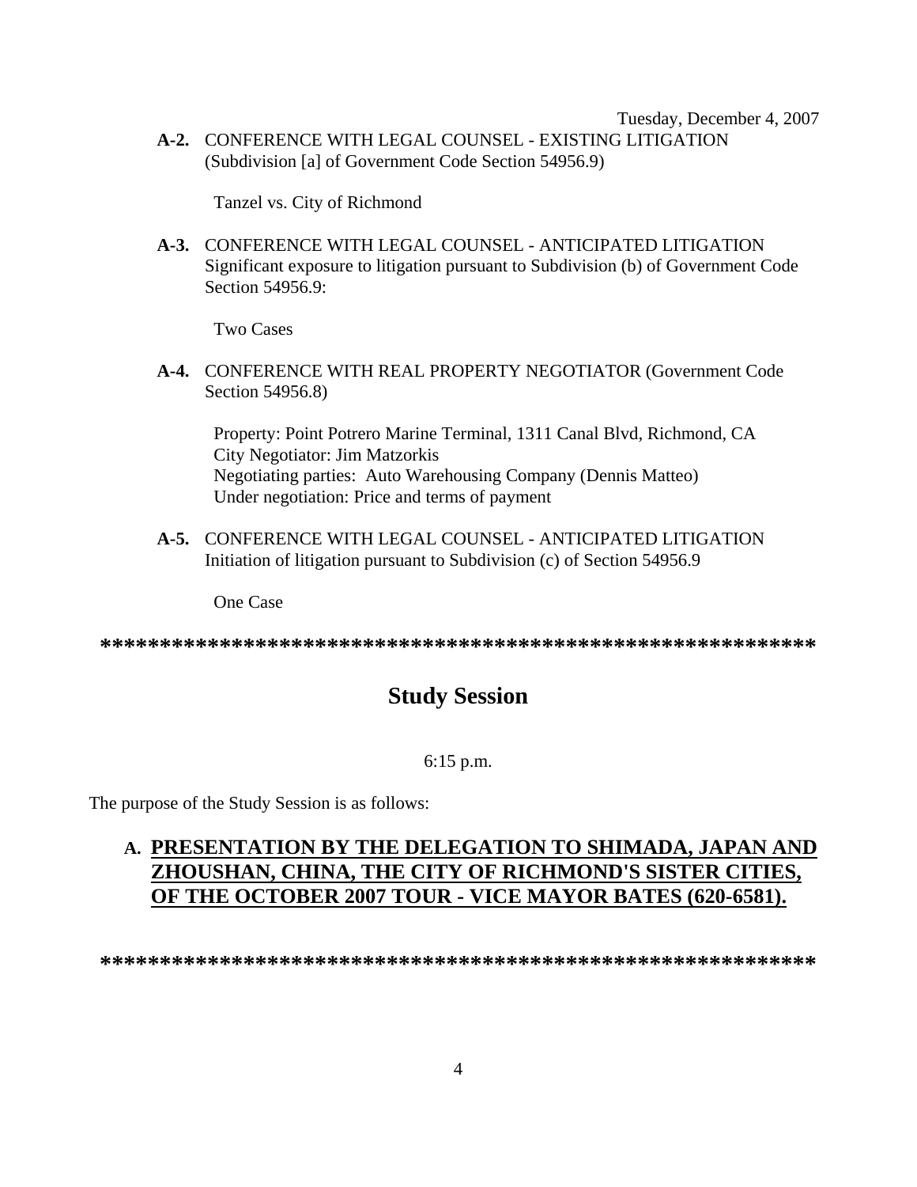Tuesday, December 4, 2007

**A-2.** CONFERENCE WITH LEGAL COUNSEL - EXISTING LITIGATION (Subdivision [a] of Government Code Section 54956.9)

Tanzel vs. City of Richmond

**A-3.** CONFERENCE WITH LEGAL COUNSEL - ANTICIPATED LITIGATION Significant exposure to litigation pursuant to Subdivision (b) of Government Code Section 54956.9:

Two Cases

**A-4.** CONFERENCE WITH REAL PROPERTY NEGOTIATOR (Government Code Section 54956.8)

Property: Point Potrero Marine Terminal, 1311 Canal Blvd, Richmond, CA
City Negotiator: Jim Matzorkis
Negotiating parties: Auto Warehousing Company (Dennis Matteo)
Under negotiation: Price and terms of payment

**A-5.** CONFERENCE WITH LEGAL COUNSEL - ANTICIPATED LITIGATION Initiation of litigation pursuant to Subdivision (c) of Section 54956.9

One Case

**************************************************************

## Study Session

6:15 p.m.

The purpose of the Study Session is as follows:

**A. <u>PRESENTATION BY THE DELEGATION TO SHIMADA, JAPAN AND ZHOUSHAN, CHINA, THE CITY OF RICHMOND'S SISTER CITIES, OF THE OCTOBER 2007 TOUR - VICE MAYOR BATES (620-6581).</u>**

**************************************************************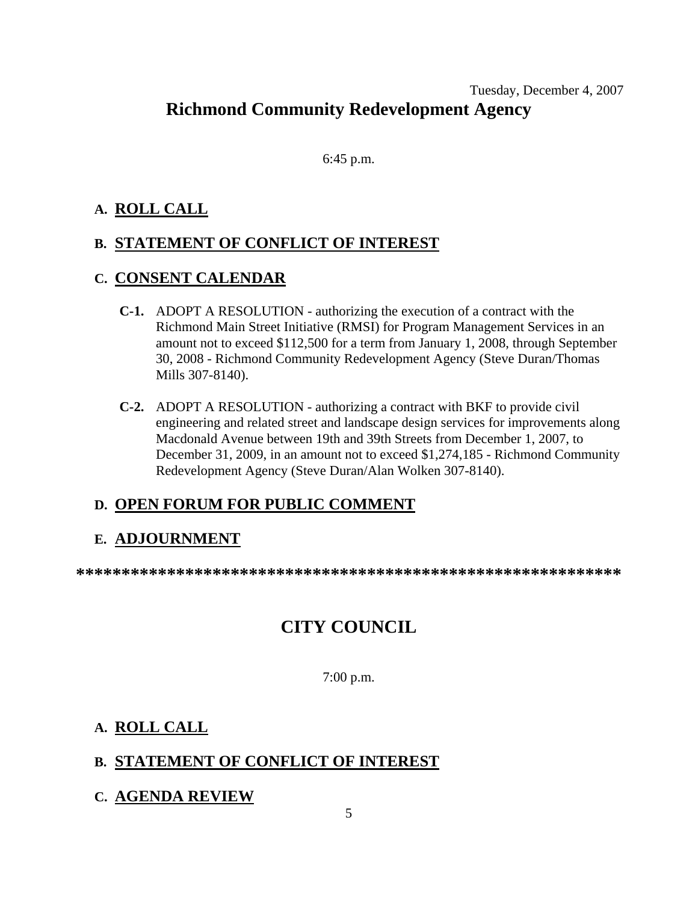Tuesday, December 4, 2007

# Richmond Community Redevelopment Agency

6:45 p.m.

## A. ROLL CALL

## B. STATEMENT OF CONFLICT OF INTEREST

## C. CONSENT CALENDAR

**C-1.** ADOPT A RESOLUTION - authorizing the execution of a contract with the Richmond Main Street Initiative (RMSI) for Program Management Services in an amount not to exceed $112,500 for a term from January 1, 2008, through September 30, 2008 - Richmond Community Redevelopment Agency (Steve Duran/Thomas Mills 307-8140).

**C-2.** ADOPT A RESOLUTION - authorizing a contract with BKF to provide civil engineering and related street and landscape design services for improvements along Macdonald Avenue between 19th and 39th Streets from December 1, 2007, to December 31, 2009, in an amount not to exceed $1,274,185 - Richmond Community Redevelopment Agency (Steve Duran/Alan Wolken 307-8140).

## D. OPEN FORUM FOR PUBLIC COMMENT

## E. ADJOURNMENT

**************************************************************

# CITY COUNCIL

7:00 p.m.

## A. ROLL CALL

## B. STATEMENT OF CONFLICT OF INTEREST

## C. AGENDA REVIEW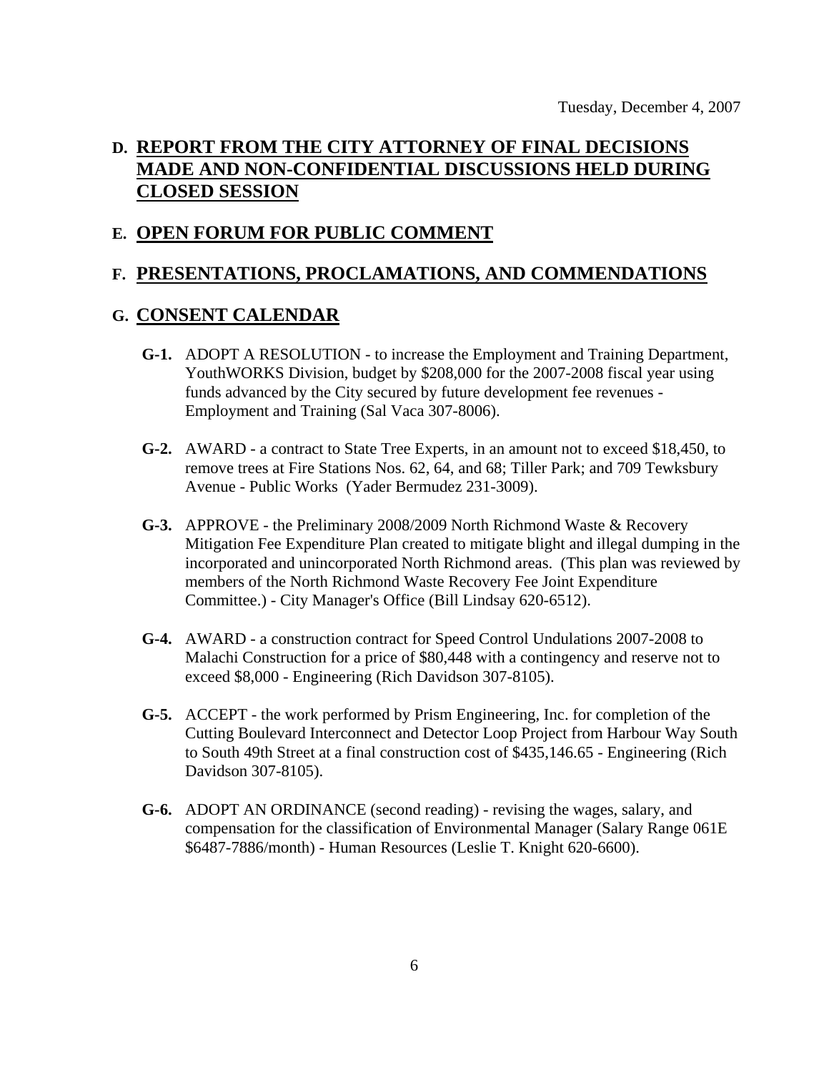Tuesday, December 4, 2007

## D. REPORT FROM THE CITY ATTORNEY OF FINAL DECISIONS MADE AND NON-CONFIDENTIAL DISCUSSIONS HELD DURING CLOSED SESSION

## E. OPEN FORUM FOR PUBLIC COMMENT

## F. PRESENTATIONS, PROCLAMATIONS, AND COMMENDATIONS

## G. CONSENT CALENDAR

**G-1.** ADOPT A RESOLUTION - to increase the Employment and Training Department, YouthWORKS Division, budget by $208,000 for the 2007-2008 fiscal year using funds advanced by the City secured by future development fee revenues - Employment and Training (Sal Vaca 307-8006).

**G-2.** AWARD - a contract to State Tree Experts, in an amount not to exceed $18,450, to remove trees at Fire Stations Nos. 62, 64, and 68; Tiller Park; and 709 Tewksbury Avenue - Public Works (Yader Bermudez 231-3009).

**G-3.** APPROVE - the Preliminary 2008/2009 North Richmond Waste & Recovery Mitigation Fee Expenditure Plan created to mitigate blight and illegal dumping in the incorporated and unincorporated North Richmond areas. (This plan was reviewed by members of the North Richmond Waste Recovery Fee Joint Expenditure Committee.) - City Manager's Office (Bill Lindsay 620-6512).

**G-4.** AWARD - a construction contract for Speed Control Undulations 2007-2008 to Malachi Construction for a price of $80,448 with a contingency and reserve not to exceed $8,000 - Engineering (Rich Davidson 307-8105).

**G-5.** ACCEPT - the work performed by Prism Engineering, Inc. for completion of the Cutting Boulevard Interconnect and Detector Loop Project from Harbour Way South to South 49th Street at a final construction cost of $435,146.65 - Engineering (Rich Davidson 307-8105).

**G-6.** ADOPT AN ORDINANCE (second reading) - revising the wages, salary, and compensation for the classification of Environmental Manager (Salary Range 061E $6487-7886/month) - Human Resources (Leslie T. Knight 620-6600).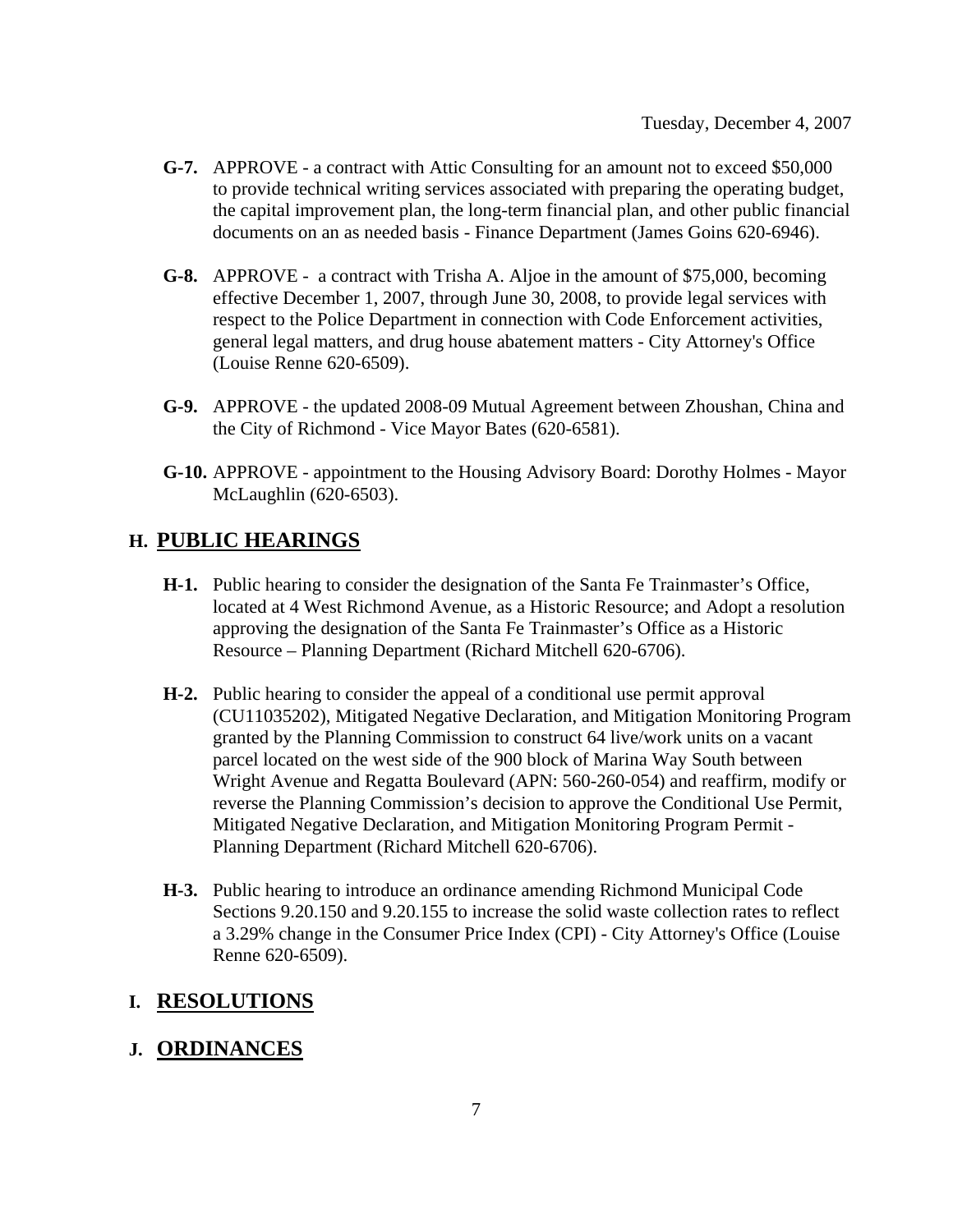- **G-7.** APPROVE - a contract with Attic Consulting for an amount not to exceed $50,000 to provide technical writing services associated with preparing the operating budget, the capital improvement plan, the long-term financial plan, and other public financial documents on an as needed basis - Finance Department (James Goins 620-6946).

- **G-8.** APPROVE - a contract with Trisha A. Aljoe in the amount of $75,000, becoming effective December 1, 2007, through June 30, 2008, to provide legal services with respect to the Police Department in connection with Code Enforcement activities, general legal matters, and drug house abatement matters - City Attorney's Office (Louise Renne 620-6509).

- **G-9.** APPROVE - the updated 2008-09 Mutual Agreement between Zhoushan, China and the City of Richmond - Vice Mayor Bates (620-6581).

- **G-10.** APPROVE - appointment to the Housing Advisory Board: Dorothy Holmes - Mayor McLaughlin (620-6503).

## H. PUBLIC HEARINGS

- **H-1.** Public hearing to consider the designation of the Santa Fe Trainmaster's Office, located at 4 West Richmond Avenue, as a Historic Resource; and Adopt a resolution approving the designation of the Santa Fe Trainmaster's Office as a Historic Resource – Planning Department (Richard Mitchell 620-6706).

- **H-2.** Public hearing to consider the appeal of a conditional use permit approval (CU11035202), Mitigated Negative Declaration, and Mitigation Monitoring Program granted by the Planning Commission to construct 64 live/work units on a vacant parcel located on the west side of the 900 block of Marina Way South between Wright Avenue and Regatta Boulevard (APN: 560-260-054) and reaffirm, modify or reverse the Planning Commission's decision to approve the Conditional Use Permit, Mitigated Negative Declaration, and Mitigation Monitoring Program Permit - Planning Department (Richard Mitchell 620-6706).

- **H-3.** Public hearing to introduce an ordinance amending Richmond Municipal Code Sections 9.20.150 and 9.20.155 to increase the solid waste collection rates to reflect a 3.29% change in the Consumer Price Index (CPI) - City Attorney's Office (Louise Renne 620-6509).

## I. RESOLUTIONS

## J. ORDINANCES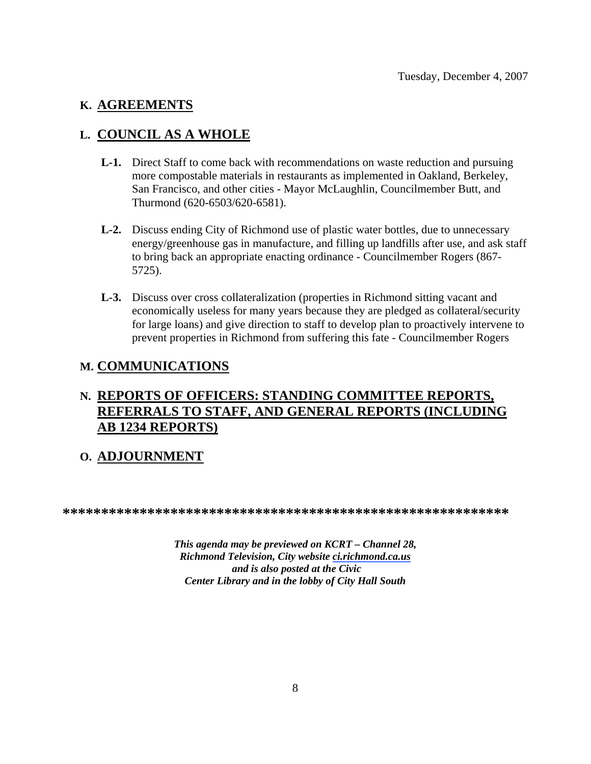Tuesday, December 4, 2007

## K. AGREEMENTS

## L. COUNCIL AS A WHOLE

**L-1.** Direct Staff to come back with recommendations on waste reduction and pursuing more compostable materials in restaurants as implemented in Oakland, Berkeley, San Francisco, and other cities - Mayor McLaughlin, Councilmember Butt, and Thurmond (620-6503/620-6581).

**L-2.** Discuss ending City of Richmond use of plastic water bottles, due to unnecessary energy/greenhouse gas in manufacture, and filling up landfills after use, and ask staff to bring back an appropriate enacting ordinance - Councilmember Rogers (867-5725).

**L-3.** Discuss over cross collateralization (properties in Richmond sitting vacant and economically useless for many years because they are pledged as collateral/security for large loans) and give direction to staff to develop plan to proactively intervene to prevent properties in Richmond from suffering this fate - Councilmember Rogers

## M. COMMUNICATIONS

## N. REPORTS OF OFFICERS: STANDING COMMITTEE REPORTS, REFERRALS TO STAFF, AND GENERAL REPORTS (INCLUDING AB 1234 REPORTS)

## O. ADJOURNMENT

**\*\*\*\*\*\*\*\*\*\*\*\*\*\*\*\*\*\*\*\*\*\*\*\*\*\*\*\*\*\*\*\*\*\*\*\*\*\*\*\*\*\*\*\*\*\*\*\*\*\*\*\*\*\*\*\*\*\*\*\***

***This agenda may be previewed on KCRT – Channel 28, Richmond Television, City website ci.richmond.ca.us and is also posted at the Civic Center Library and in the lobby of City Hall South***